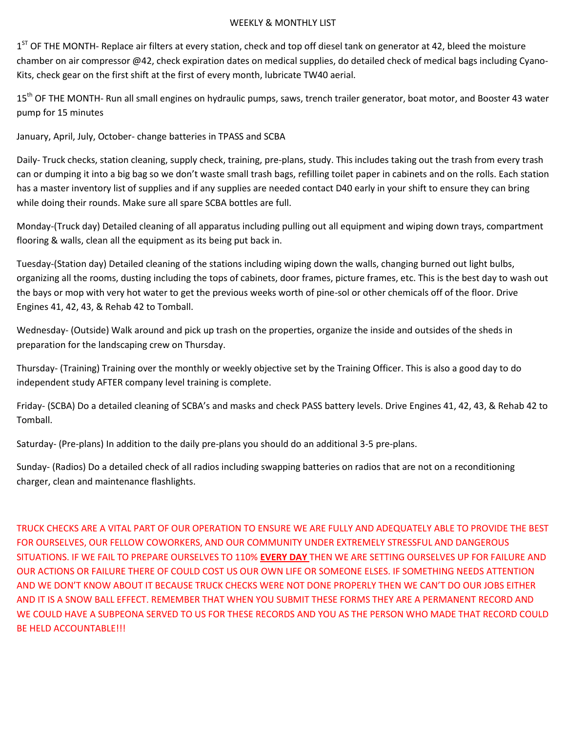# WEEKLY & MONTHLY LIST

1ST OF THE MONTH- Replace air filters at every station, check and top off diesel tank on generator at 42, bleed the moisture chamber on air compressor @42, check expiration dates on medical supplies, do detailed check of medical bags including Cyano-Kits, check gear on the first shift at the first of every month, lubricate TW40 aerial.

15th OF THE MONTH- Run all small engines on hydraulic pumps, saws, trench trailer generator, boat motor, and Booster 43 water pump for 15 minutes

January, April, July, October- change batteries in TPASS and SCBA

Daily- Truck checks, station cleaning, supply check, training, pre-plans, study. This includes taking out the trash from every trash can or dumping it into a big bag so we don't waste small trash bags, refilling toilet paper in cabinets and on the rolls. Each station has a master inventory list of supplies and if any supplies are needed contact D40 early in your shift to ensure they can bring while doing their rounds. Make sure all spare SCBA bottles are full.

Monday-(Truck day) Detailed cleaning of all apparatus including pulling out all equipment and wiping down trays, compartment flooring & walls, clean all the equipment as its being put back in.

Tuesday-(Station day) Detailed cleaning of the stations including wiping down the walls, changing burned out light bulbs, organizing all the rooms, dusting including the tops of cabinets, door frames, picture frames, etc. This is the best day to wash out the bays or mop with very hot water to get the previous weeks worth of pine-sol or other chemicals off of the floor. Drive Engines 41, 42, 43, & Rehab 42 to Tomball.

Wednesday- (Outside) Walk around and pick up trash on the properties, organize the inside and outsides of the sheds in preparation for the landscaping crew on Thursday.

Thursday- (Training) Training over the monthly or weekly objective set by the Training Officer. This is also a good day to do independent study AFTER company level training is complete.

Friday- (SCBA) Do a detailed cleaning of SCBA's and masks and check PASS battery levels. Drive Engines 41, 42, 43, & Rehab 42 to Tomball.

Saturday- (Pre-plans) In addition to the daily pre-plans you should do an additional 3-5 pre-plans.

Sunday- (Radios) Do a detailed check of all radios including swapping batteries on radios that are not on a reconditioning charger, clean and maintenance flashlights.

TRUCK CHECKS ARE A VITAL PART OF OUR OPERATION TO ENSURE WE ARE FULLY AND ADEQUATELY ABLE TO PROVIDE THE BEST FOR OURSELVES, OUR FELLOW COWORKERS, AND OUR COMMUNITY UNDER EXTREMELY STRESSFUL AND DANGEROUS SITUATIONS. IF WE FAIL TO PREPARE OURSELVES TO 110% **EVERY DAY** THEN WE ARE SETTING OURSELVES UP FOR FAILURE AND OUR ACTIONS OR FAILURE THERE OF COULD COST US OUR OWN LIFE OR SOMEONE ELSES. IF SOMETHING NEEDS ATTENTION AND WE DON'T KNOW ABOUT IT BECAUSE TRUCK CHECKS WERE NOT DONE PROPERLY THEN WE CAN'T DO OUR JOBS EITHER AND IT IS A SNOW BALL EFFECT. REMEMBER THAT WHEN YOU SUBMIT THESE FORMS THEY ARE A PERMANENT RECORD AND WE COULD HAVE A SUBPEONA SERVED TO US FOR THESE RECORDS AND YOU AS THE PERSON WHO MADE THAT RECORD COULD BE HELD ACCOUNTABLE!!!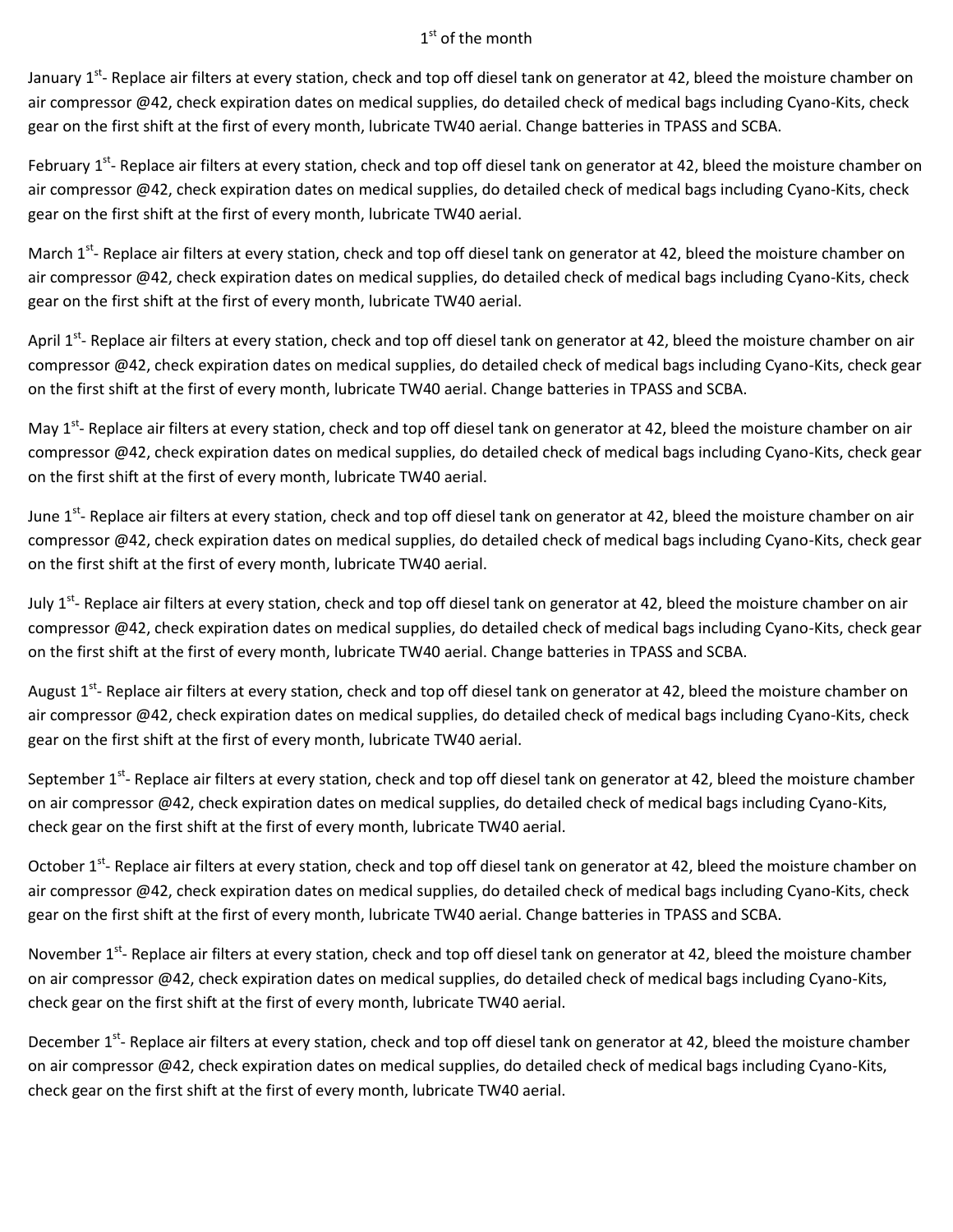# 1st of the month

January 1st- Replace air filters at every station, check and top off diesel tank on generator at 42, bleed the moisture chamber on air compressor @42, check expiration dates on medical supplies, do detailed check of medical bags including Cyano-Kits, check gear on the first shift at the first of every month, lubricate TW40 aerial. Change batteries in TPASS and SCBA.

February 1st- Replace air filters at every station, check and top off diesel tank on generator at 42, bleed the moisture chamber on air compressor @42, check expiration dates on medical supplies, do detailed check of medical bags including Cyano-Kits, check gear on the first shift at the first of every month, lubricate TW40 aerial.

March 1st- Replace air filters at every station, check and top off diesel tank on generator at 42, bleed the moisture chamber on air compressor @42, check expiration dates on medical supplies, do detailed check of medical bags including Cyano-Kits, check gear on the first shift at the first of every month, lubricate TW40 aerial.

April 1st- Replace air filters at every station, check and top off diesel tank on generator at 42, bleed the moisture chamber on air compressor @42, check expiration dates on medical supplies, do detailed check of medical bags including Cyano-Kits, check gear on the first shift at the first of every month, lubricate TW40 aerial. Change batteries in TPASS and SCBA.

May 1st- Replace air filters at every station, check and top off diesel tank on generator at 42, bleed the moisture chamber on air compressor @42, check expiration dates on medical supplies, do detailed check of medical bags including Cyano-Kits, check gear on the first shift at the first of every month, lubricate TW40 aerial.

June 1st- Replace air filters at every station, check and top off diesel tank on generator at 42, bleed the moisture chamber on air compressor @42, check expiration dates on medical supplies, do detailed check of medical bags including Cyano-Kits, check gear on the first shift at the first of every month, lubricate TW40 aerial.

July 1st- Replace air filters at every station, check and top off diesel tank on generator at 42, bleed the moisture chamber on air compressor @42, check expiration dates on medical supplies, do detailed check of medical bags including Cyano-Kits, check gear on the first shift at the first of every month, lubricate TW40 aerial. Change batteries in TPASS and SCBA.

August 1st- Replace air filters at every station, check and top off diesel tank on generator at 42, bleed the moisture chamber on air compressor @42, check expiration dates on medical supplies, do detailed check of medical bags including Cyano-Kits, check gear on the first shift at the first of every month, lubricate TW40 aerial.

September 1st- Replace air filters at every station, check and top off diesel tank on generator at 42, bleed the moisture chamber on air compressor @42, check expiration dates on medical supplies, do detailed check of medical bags including Cyano-Kits, check gear on the first shift at the first of every month, lubricate TW40 aerial.

October 1st- Replace air filters at every station, check and top off diesel tank on generator at 42, bleed the moisture chamber on air compressor @42, check expiration dates on medical supplies, do detailed check of medical bags including Cyano-Kits, check gear on the first shift at the first of every month, lubricate TW40 aerial. Change batteries in TPASS and SCBA.

November 1st- Replace air filters at every station, check and top off diesel tank on generator at 42, bleed the moisture chamber on air compressor @42, check expiration dates on medical supplies, do detailed check of medical bags including Cyano-Kits, check gear on the first shift at the first of every month, lubricate TW40 aerial.

December 1st- Replace air filters at every station, check and top off diesel tank on generator at 42, bleed the moisture chamber on air compressor @42, check expiration dates on medical supplies, do detailed check of medical bags including Cyano-Kits, check gear on the first shift at the first of every month, lubricate TW40 aerial.